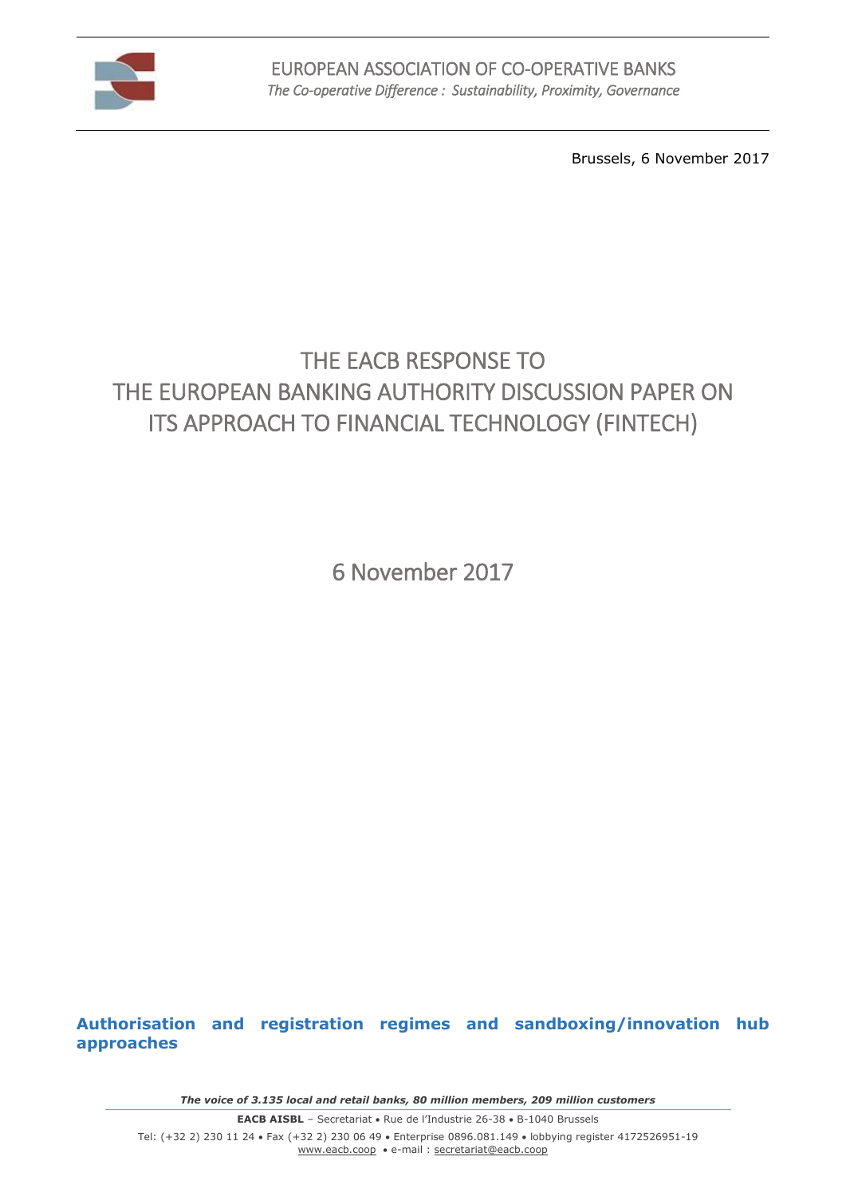EUROPEAN ASSOCIATION OF CO-OPERATIVE BANKS
*The Co-operative Difference : Sustainability, Proximity, Governance*

Brussels, 6 November 2017

# THE EACB RESPONSE TO THE EUROPEAN BANKING AUTHORITY DISCUSSION PAPER ON ITS APPROACH TO FINANCIAL TECHNOLOGY (FINTECH)

6 November 2017

## Authorisation and registration regimes and sandboxing/innovation hub approaches

***The voice of 3.135 local and retail banks, 80 million members, 209 million customers***

**EACB AISBL** – Secretariat • Rue de l'Industrie 26-38 • B-1040 Brussels
Tel: (+32 2) 230 11 24 • Fax (+32 2) 230 06 49 • Enterprise 0896.081.149 • lobbying register 4172526951-19
www.eacb.coop • e-mail : secretariat@eacb.coop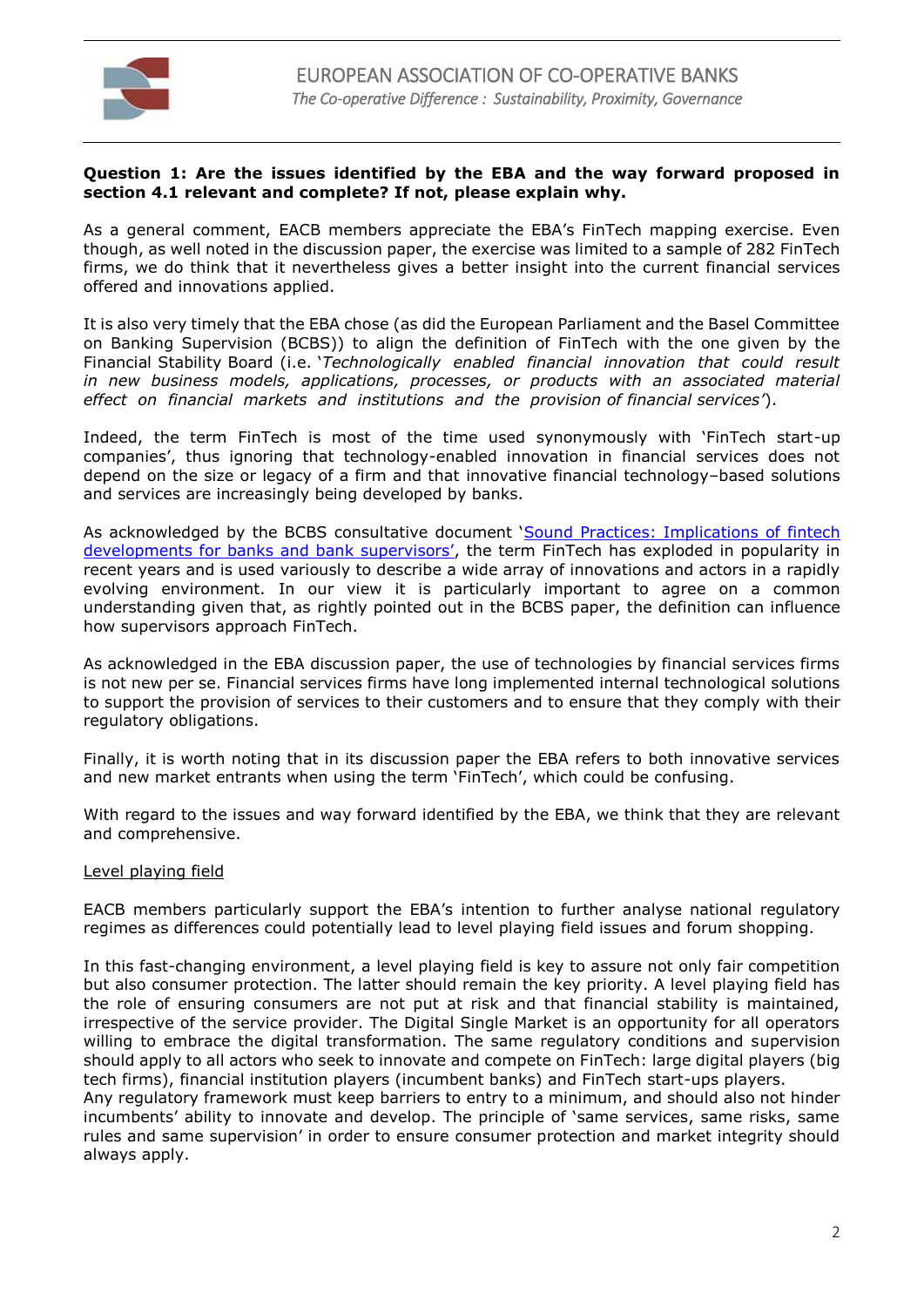**Question 1: Are the issues identified by the EBA and the way forward proposed in section 4.1 relevant and complete? If not, please explain why.**

As a general comment, EACB members appreciate the EBA's FinTech mapping exercise. Even though, as well noted in the discussion paper, the exercise was limited to a sample of 282 FinTech firms, we do think that it nevertheless gives a better insight into the current financial services offered and innovations applied.

It is also very timely that the EBA chose (as did the European Parliament and the Basel Committee on Banking Supervision (BCBS)) to align the definition of FinTech with the one given by the Financial Stability Board (i.e. '*Technologically enabled financial innovation that could result in new business models, applications, processes, or products with an associated material effect on financial markets and institutions and the provision of financial services'*).

Indeed, the term FinTech is most of the time used synonymously with 'FinTech start-up companies', thus ignoring that technology-enabled innovation in financial services does not depend on the size or legacy of a firm and that innovative financial technology–based solutions and services are increasingly being developed by banks.

As acknowledged by the BCBS consultative document '[Sound Practices: Implications of fintech developments for banks and bank supervisors'](), the term FinTech has exploded in popularity in recent years and is used variously to describe a wide array of innovations and actors in a rapidly evolving environment. In our view it is particularly important to agree on a common understanding given that, as rightly pointed out in the BCBS paper, the definition can influence how supervisors approach FinTech.

As acknowledged in the EBA discussion paper, the use of technologies by financial services firms is not new per se. Financial services firms have long implemented internal technological solutions to support the provision of services to their customers and to ensure that they comply with their regulatory obligations.

Finally, it is worth noting that in its discussion paper the EBA refers to both innovative services and new market entrants when using the term 'FinTech', which could be confusing.

With regard to the issues and way forward identified by the EBA, we think that they are relevant and comprehensive.

<u>Level playing field</u>

EACB members particularly support the EBA's intention to further analyse national regulatory regimes as differences could potentially lead to level playing field issues and forum shopping.

In this fast-changing environment, a level playing field is key to assure not only fair competition but also consumer protection. The latter should remain the key priority. A level playing field has the role of ensuring consumers are not put at risk and that financial stability is maintained, irrespective of the service provider. The Digital Single Market is an opportunity for all operators willing to embrace the digital transformation. The same regulatory conditions and supervision should apply to all actors who seek to innovate and compete on FinTech: large digital players (big tech firms), financial institution players (incumbent banks) and FinTech start-ups players.
Any regulatory framework must keep barriers to entry to a minimum, and should also not hinder incumbents' ability to innovate and develop. The principle of 'same services, same risks, same rules and same supervision' in order to ensure consumer protection and market integrity should always apply.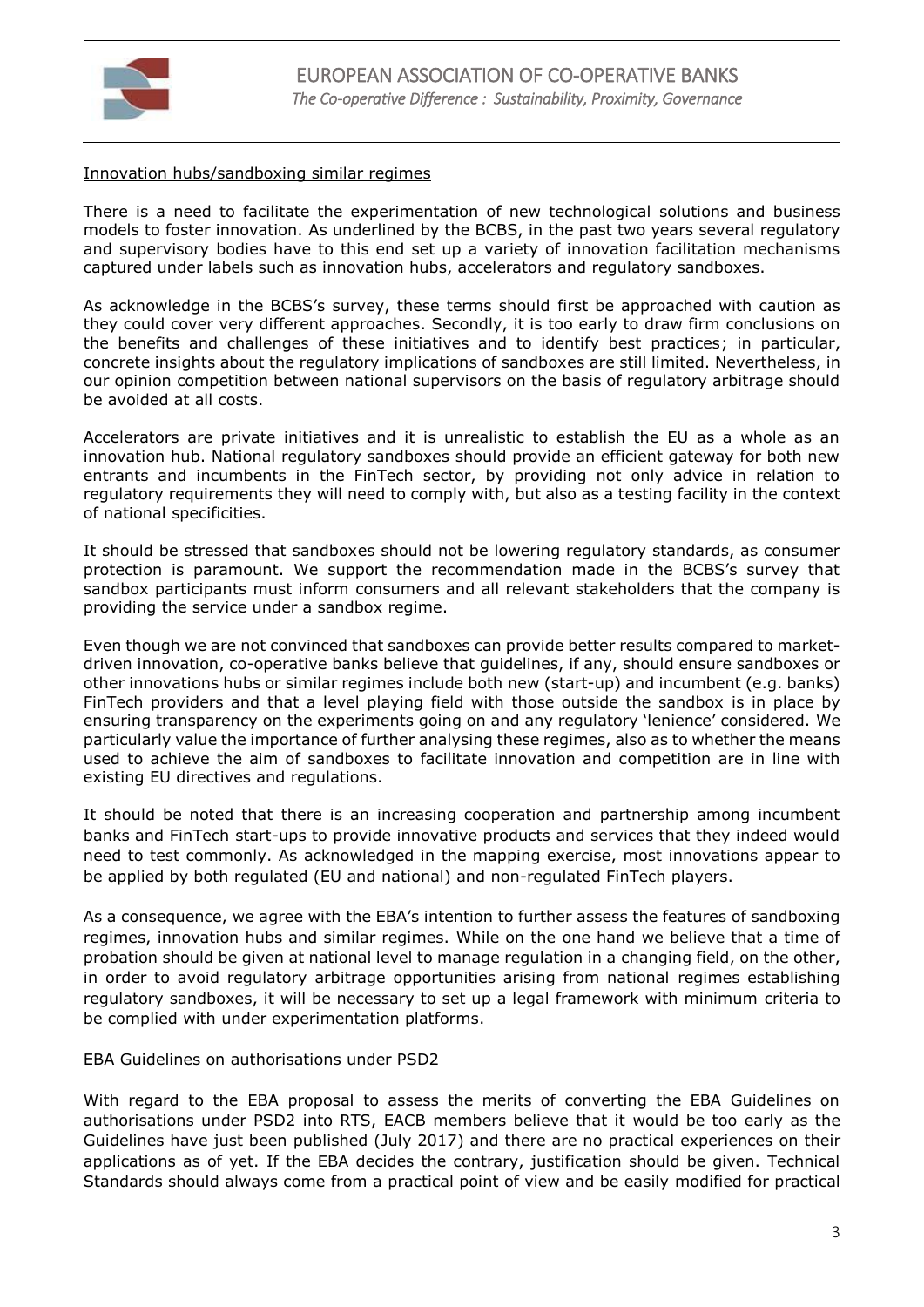Innovation hubs/sandboxing similar regimes

There is a need to facilitate the experimentation of new technological solutions and business models to foster innovation. As underlined by the BCBS, in the past two years several regulatory and supervisory bodies have to this end set up a variety of innovation facilitation mechanisms captured under labels such as innovation hubs, accelerators and regulatory sandboxes.

As acknowledge in the BCBS's survey, these terms should first be approached with caution as they could cover very different approaches. Secondly, it is too early to draw firm conclusions on the benefits and challenges of these initiatives and to identify best practices; in particular, concrete insights about the regulatory implications of sandboxes are still limited. Nevertheless, in our opinion competition between national supervisors on the basis of regulatory arbitrage should be avoided at all costs.

Accelerators are private initiatives and it is unrealistic to establish the EU as a whole as an innovation hub. National regulatory sandboxes should provide an efficient gateway for both new entrants and incumbents in the FinTech sector, by providing not only advice in relation to regulatory requirements they will need to comply with, but also as a testing facility in the context of national specificities.

It should be stressed that sandboxes should not be lowering regulatory standards, as consumer protection is paramount. We support the recommendation made in the BCBS's survey that sandbox participants must inform consumers and all relevant stakeholders that the company is providing the service under a sandbox regime.

Even though we are not convinced that sandboxes can provide better results compared to market-driven innovation, co-operative banks believe that guidelines, if any, should ensure sandboxes or other innovations hubs or similar regimes include both new (start-up) and incumbent (e.g. banks) FinTech providers and that a level playing field with those outside the sandbox is in place by ensuring transparency on the experiments going on and any regulatory 'lenience' considered. We particularly value the importance of further analysing these regimes, also as to whether the means used to achieve the aim of sandboxes to facilitate innovation and competition are in line with existing EU directives and regulations.

It should be noted that there is an increasing cooperation and partnership among incumbent banks and FinTech start-ups to provide innovative products and services that they indeed would need to test commonly. As acknowledged in the mapping exercise, most innovations appear to be applied by both regulated (EU and national) and non-regulated FinTech players.

As a consequence, we agree with the EBA's intention to further assess the features of sandboxing regimes, innovation hubs and similar regimes. While on the one hand we believe that a time of probation should be given at national level to manage regulation in a changing field, on the other, in order to avoid regulatory arbitrage opportunities arising from national regimes establishing regulatory sandboxes, it will be necessary to set up a legal framework with minimum criteria to be complied with under experimentation platforms.

EBA Guidelines on authorisations under PSD2

With regard to the EBA proposal to assess the merits of converting the EBA Guidelines on authorisations under PSD2 into RTS, EACB members believe that it would be too early as the Guidelines have just been published (July 2017) and there are no practical experiences on their applications as of yet. If the EBA decides the contrary, justification should be given. Technical Standards should always come from a practical point of view and be easily modified for practical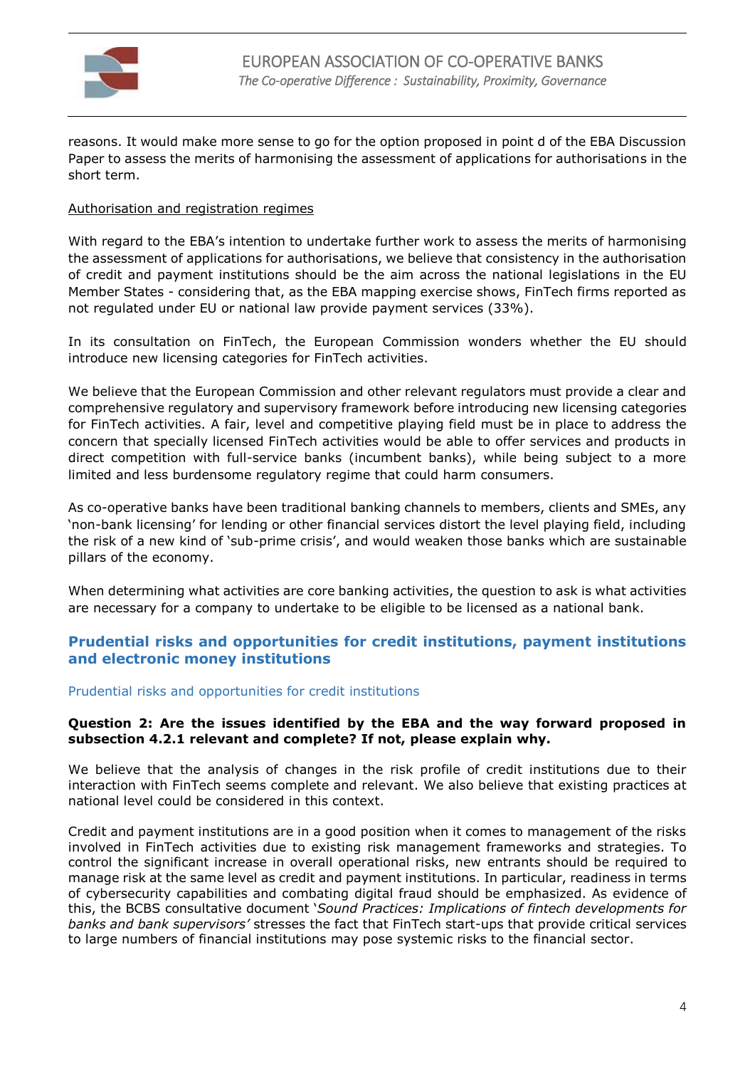reasons. It would make more sense to go for the option proposed in point d of the EBA Discussion Paper to assess the merits of harmonising the assessment of applications for authorisations in the short term.

Authorisation and registration regimes

With regard to the EBA's intention to undertake further work to assess the merits of harmonising the assessment of applications for authorisations, we believe that consistency in the authorisation of credit and payment institutions should be the aim across the national legislations in the EU Member States - considering that, as the EBA mapping exercise shows, FinTech firms reported as not regulated under EU or national law provide payment services (33%).

In its consultation on FinTech, the European Commission wonders whether the EU should introduce new licensing categories for FinTech activities.

We believe that the European Commission and other relevant regulators must provide a clear and comprehensive regulatory and supervisory framework before introducing new licensing categories for FinTech activities. A fair, level and competitive playing field must be in place to address the concern that specially licensed FinTech activities would be able to offer services and products in direct competition with full-service banks (incumbent banks), while being subject to a more limited and less burdensome regulatory regime that could harm consumers.

As co-operative banks have been traditional banking channels to members, clients and SMEs, any 'non-bank licensing' for lending or other financial services distort the level playing field, including the risk of a new kind of 'sub-prime crisis', and would weaken those banks which are sustainable pillars of the economy.

When determining what activities are core banking activities, the question to ask is what activities are necessary for a company to undertake to be eligible to be licensed as a national bank.

## Prudential risks and opportunities for credit institutions, payment institutions and electronic money institutions

### Prudential risks and opportunities for credit institutions

**Question 2: Are the issues identified by the EBA and the way forward proposed in subsection 4.2.1 relevant and complete? If not, please explain why.**

We believe that the analysis of changes in the risk profile of credit institutions due to their interaction with FinTech seems complete and relevant. We also believe that existing practices at national level could be considered in this context.

Credit and payment institutions are in a good position when it comes to management of the risks involved in FinTech activities due to existing risk management frameworks and strategies. To control the significant increase in overall operational risks, new entrants should be required to manage risk at the same level as credit and payment institutions. In particular, readiness in terms of cybersecurity capabilities and combating digital fraud should be emphasized. As evidence of this, the BCBS consultative document '*Sound Practices: Implications of fintech developments for banks and bank supervisors*' stresses the fact that FinTech start-ups that provide critical services to large numbers of financial institutions may pose systemic risks to the financial sector.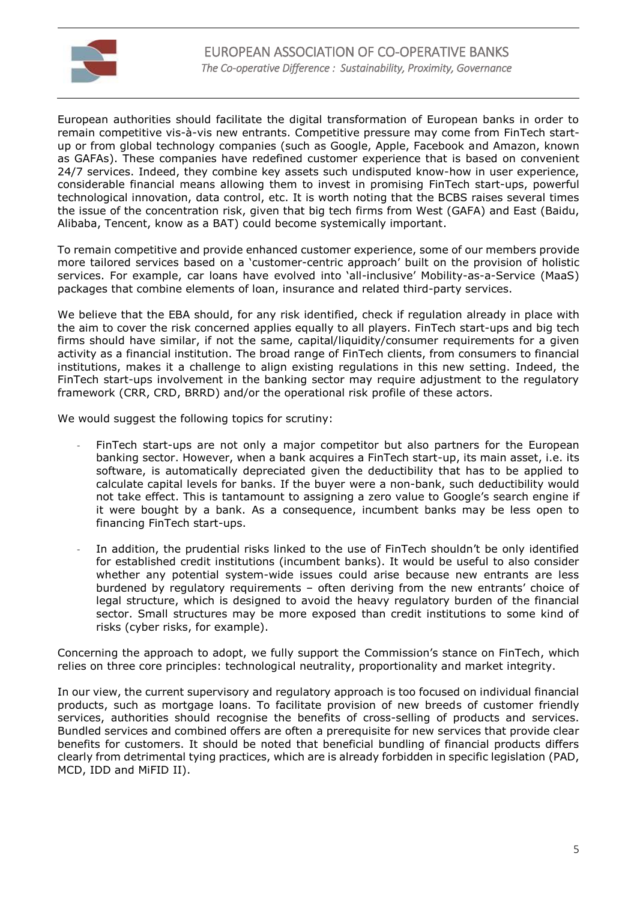European authorities should facilitate the digital transformation of European banks in order to remain competitive vis-à-vis new entrants. Competitive pressure may come from FinTech start-up or from global technology companies (such as Google, Apple, Facebook and Amazon, known as GAFAs). These companies have redefined customer experience that is based on convenient 24/7 services. Indeed, they combine key assets such undisputed know-how in user experience, considerable financial means allowing them to invest in promising FinTech start-ups, powerful technological innovation, data control, etc. It is worth noting that the BCBS raises several times the issue of the concentration risk, given that big tech firms from West (GAFA) and East (Baidu, Alibaba, Tencent, know as a BAT) could become systemically important.

To remain competitive and provide enhanced customer experience, some of our members provide more tailored services based on a 'customer-centric approach' built on the provision of holistic services. For example, car loans have evolved into 'all-inclusive' Mobility-as-a-Service (MaaS) packages that combine elements of loan, insurance and related third-party services.

We believe that the EBA should, for any risk identified, check if regulation already in place with the aim to cover the risk concerned applies equally to all players. FinTech start-ups and big tech firms should have similar, if not the same, capital/liquidity/consumer requirements for a given activity as a financial institution. The broad range of FinTech clients, from consumers to financial institutions, makes it a challenge to align existing regulations in this new setting. Indeed, the FinTech start-ups involvement in the banking sector may require adjustment to the regulatory framework (CRR, CRD, BRRD) and/or the operational risk profile of these actors.

We would suggest the following topics for scrutiny:

- FinTech start-ups are not only a major competitor but also partners for the European banking sector. However, when a bank acquires a FinTech start-up, its main asset, i.e. its software, is automatically depreciated given the deductibility that has to be applied to calculate capital levels for banks. If the buyer were a non-bank, such deductibility would not take effect. This is tantamount to assigning a zero value to Google's search engine if it were bought by a bank. As a consequence, incumbent banks may be less open to financing FinTech start-ups.
- In addition, the prudential risks linked to the use of FinTech shouldn't be only identified for established credit institutions (incumbent banks). It would be useful to also consider whether any potential system-wide issues could arise because new entrants are less burdened by regulatory requirements – often deriving from the new entrants' choice of legal structure, which is designed to avoid the heavy regulatory burden of the financial sector. Small structures may be more exposed than credit institutions to some kind of risks (cyber risks, for example).

Concerning the approach to adopt, we fully support the Commission's stance on FinTech, which relies on three core principles: technological neutrality, proportionality and market integrity.

In our view, the current supervisory and regulatory approach is too focused on individual financial products, such as mortgage loans. To facilitate provision of new breeds of customer friendly services, authorities should recognise the benefits of cross-selling of products and services. Bundled services and combined offers are often a prerequisite for new services that provide clear benefits for customers. It should be noted that beneficial bundling of financial products differs clearly from detrimental tying practices, which are is already forbidden in specific legislation (PAD, MCD, IDD and MiFID II).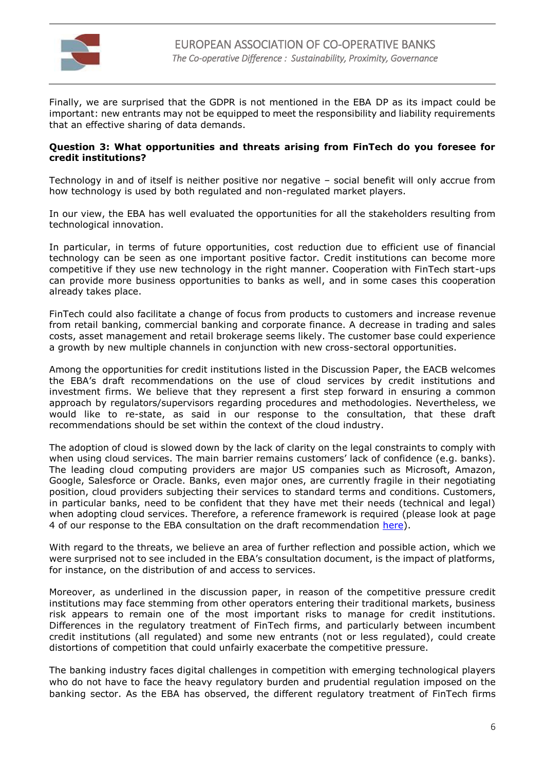Finally, we are surprised that the GDPR is not mentioned in the EBA DP as its impact could be important: new entrants may not be equipped to meet the responsibility and liability requirements that an effective sharing of data demands.

**Question 3: What opportunities and threats arising from FinTech do you foresee for credit institutions?**

Technology in and of itself is neither positive nor negative – social benefit will only accrue from how technology is used by both regulated and non-regulated market players.

In our view, the EBA has well evaluated the opportunities for all the stakeholders resulting from technological innovation.

In particular, in terms of future opportunities, cost reduction due to efficient use of financial technology can be seen as one important positive factor. Credit institutions can become more competitive if they use new technology in the right manner. Cooperation with FinTech start-ups can provide more business opportunities to banks as well, and in some cases this cooperation already takes place.

FinTech could also facilitate a change of focus from products to customers and increase revenue from retail banking, commercial banking and corporate finance. A decrease in trading and sales costs, asset management and retail brokerage seems likely. The customer base could experience a growth by new multiple channels in conjunction with new cross-sectoral opportunities.

Among the opportunities for credit institutions listed in the Discussion Paper, the EACB welcomes the EBA's draft recommendations on the use of cloud services by credit institutions and investment firms. We believe that they represent a first step forward in ensuring a common approach by regulators/supervisors regarding procedures and methodologies. Nevertheless, we would like to re-state, as said in our response to the consultation, that these draft recommendations should be set within the context of the cloud industry.

The adoption of cloud is slowed down by the lack of clarity on the legal constraints to comply with when using cloud services. The main barrier remains customers' lack of confidence (e.g. banks). The leading cloud computing providers are major US companies such as Microsoft, Amazon, Google, Salesforce or Oracle. Banks, even major ones, are currently fragile in their negotiating position, cloud providers subjecting their services to standard terms and conditions. Customers, in particular banks, need to be confident that they have met their needs (technical and legal) when adopting cloud services. Therefore, a reference framework is required (please look at page 4 of our response to the EBA consultation on the draft recommendation here).

With regard to the threats, we believe an area of further reflection and possible action, which we were surprised not to see included in the EBA's consultation document, is the impact of platforms, for instance, on the distribution of and access to services.

Moreover, as underlined in the discussion paper, in reason of the competitive pressure credit institutions may face stemming from other operators entering their traditional markets, business risk appears to remain one of the most important risks to manage for credit institutions. Differences in the regulatory treatment of FinTech firms, and particularly between incumbent credit institutions (all regulated) and some new entrants (not or less regulated), could create distortions of competition that could unfairly exacerbate the competitive pressure.

The banking industry faces digital challenges in competition with emerging technological players who do not have to face the heavy regulatory burden and prudential regulation imposed on the banking sector. As the EBA has observed, the different regulatory treatment of FinTech firms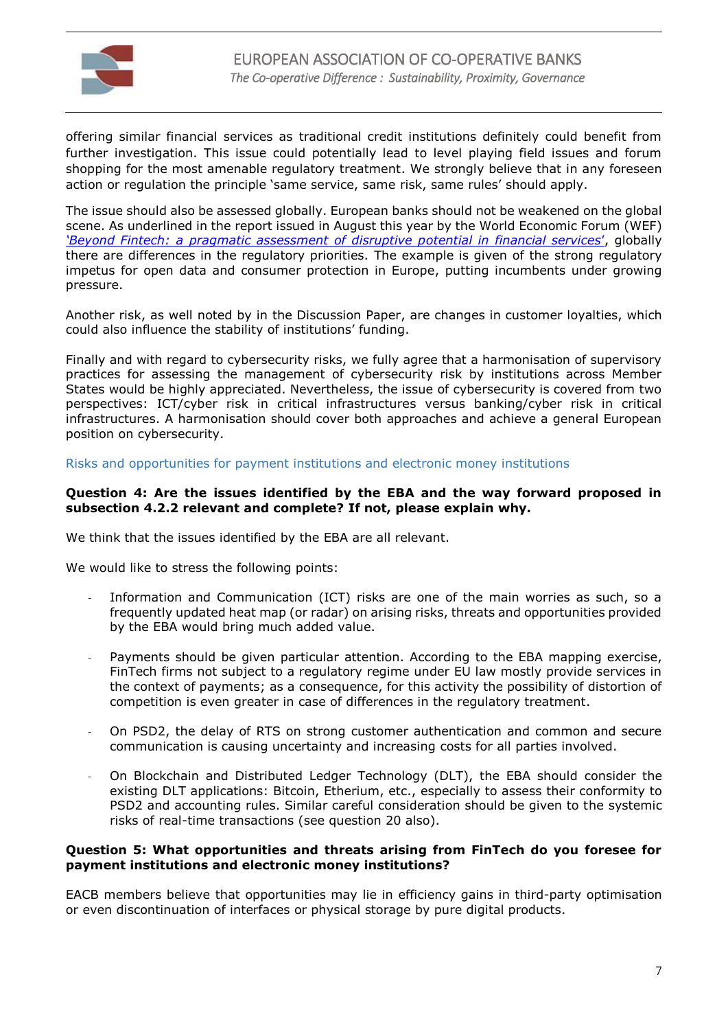offering similar financial services as traditional credit institutions definitely could benefit from further investigation. This issue could potentially lead to level playing field issues and forum shopping for the most amenable regulatory treatment. We strongly believe that in any foreseen action or regulation the principle 'same service, same risk, same rules' should apply.

The issue should also be assessed globally. European banks should not be weakened on the global scene. As underlined in the report issued in August this year by the World Economic Forum (WEF) *'Beyond Fintech: a pragmatic assessment of disruptive potential in financial services'*, globally there are differences in the regulatory priorities. The example is given of the strong regulatory impetus for open data and consumer protection in Europe, putting incumbents under growing pressure.

Another risk, as well noted by in the Discussion Paper, are changes in customer loyalties, which could also influence the stability of institutions' funding.

Finally and with regard to cybersecurity risks, we fully agree that a harmonisation of supervisory practices for assessing the management of cybersecurity risk by institutions across Member States would be highly appreciated. Nevertheless, the issue of cybersecurity is covered from two perspectives: ICT/cyber risk in critical infrastructures versus banking/cyber risk in critical infrastructures. A harmonisation should cover both approaches and achieve a general European position on cybersecurity.

### Risks and opportunities for payment institutions and electronic money institutions

**Question 4: Are the issues identified by the EBA and the way forward proposed in subsection 4.2.2 relevant and complete? If not, please explain why.**

We think that the issues identified by the EBA are all relevant.

We would like to stress the following points:

- Information and Communication (ICT) risks are one of the main worries as such, so a frequently updated heat map (or radar) on arising risks, threats and opportunities provided by the EBA would bring much added value.
- Payments should be given particular attention. According to the EBA mapping exercise, FinTech firms not subject to a regulatory regime under EU law mostly provide services in the context of payments; as a consequence, for this activity the possibility of distortion of competition is even greater in case of differences in the regulatory treatment.
- On PSD2, the delay of RTS on strong customer authentication and common and secure communication is causing uncertainty and increasing costs for all parties involved.
- On Blockchain and Distributed Ledger Technology (DLT), the EBA should consider the existing DLT applications: Bitcoin, Etherium, etc., especially to assess their conformity to PSD2 and accounting rules. Similar careful consideration should be given to the systemic risks of real-time transactions (see question 20 also).

**Question 5: What opportunities and threats arising from FinTech do you foresee for payment institutions and electronic money institutions?**

EACB members believe that opportunities may lie in efficiency gains in third-party optimisation or even discontinuation of interfaces or physical storage by pure digital products.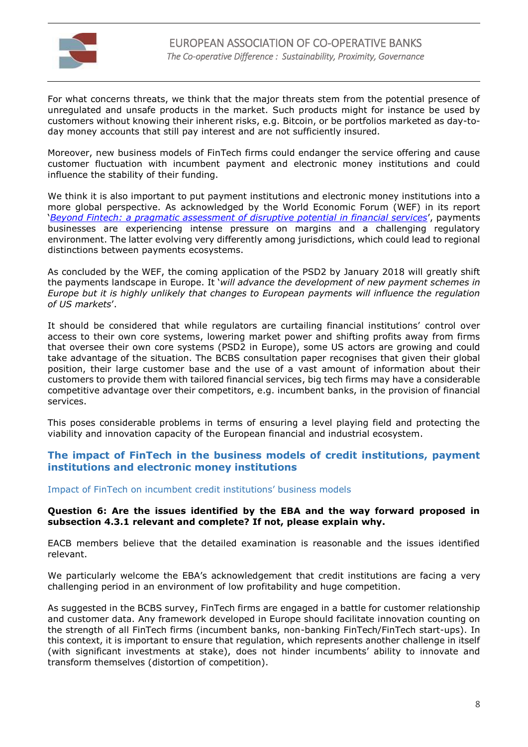For what concerns threats, we think that the major threats stem from the potential presence of unregulated and unsafe products in the market. Such products might for instance be used by customers without knowing their inherent risks, e.g. Bitcoin, or be portfolios marketed as day-to-day money accounts that still pay interest and are not sufficiently insured.

Moreover, new business models of FinTech firms could endanger the service offering and cause customer fluctuation with incumbent payment and electronic money institutions and could influence the stability of their funding.

We think it is also important to put payment institutions and electronic money institutions into a more global perspective. As acknowledged by the World Economic Forum (WEF) in its report '*Beyond Fintech: a pragmatic assessment of disruptive potential in financial services*', payments businesses are experiencing intense pressure on margins and a challenging regulatory environment. The latter evolving very differently among jurisdictions, which could lead to regional distinctions between payments ecosystems.

As concluded by the WEF, the coming application of the PSD2 by January 2018 will greatly shift the payments landscape in Europe. It '*will advance the development of new payment schemes in Europe but it is highly unlikely that changes to European payments will influence the regulation of US markets*'.

It should be considered that while regulators are curtailing financial institutions' control over access to their own core systems, lowering market power and shifting profits away from firms that oversee their own core systems (PSD2 in Europe), some US actors are growing and could take advantage of the situation. The BCBS consultation paper recognises that given their global position, their large customer base and the use of a vast amount of information about their customers to provide them with tailored financial services, big tech firms may have a considerable competitive advantage over their competitors, e.g. incumbent banks, in the provision of financial services.

This poses considerable problems in terms of ensuring a level playing field and protecting the viability and innovation capacity of the European financial and industrial ecosystem.

## The impact of FinTech in the business models of credit institutions, payment institutions and electronic money institutions

### Impact of FinTech on incumbent credit institutions' business models

**Question 6: Are the issues identified by the EBA and the way forward proposed in subsection 4.3.1 relevant and complete? If not, please explain why.**

EACB members believe that the detailed examination is reasonable and the issues identified relevant.

We particularly welcome the EBA's acknowledgement that credit institutions are facing a very challenging period in an environment of low profitability and huge competition.

As suggested in the BCBS survey, FinTech firms are engaged in a battle for customer relationship and customer data. Any framework developed in Europe should facilitate innovation counting on the strength of all FinTech firms (incumbent banks, non-banking FinTech/FinTech start-ups). In this context, it is important to ensure that regulation, which represents another challenge in itself (with significant investments at stake), does not hinder incumbents' ability to innovate and transform themselves (distortion of competition).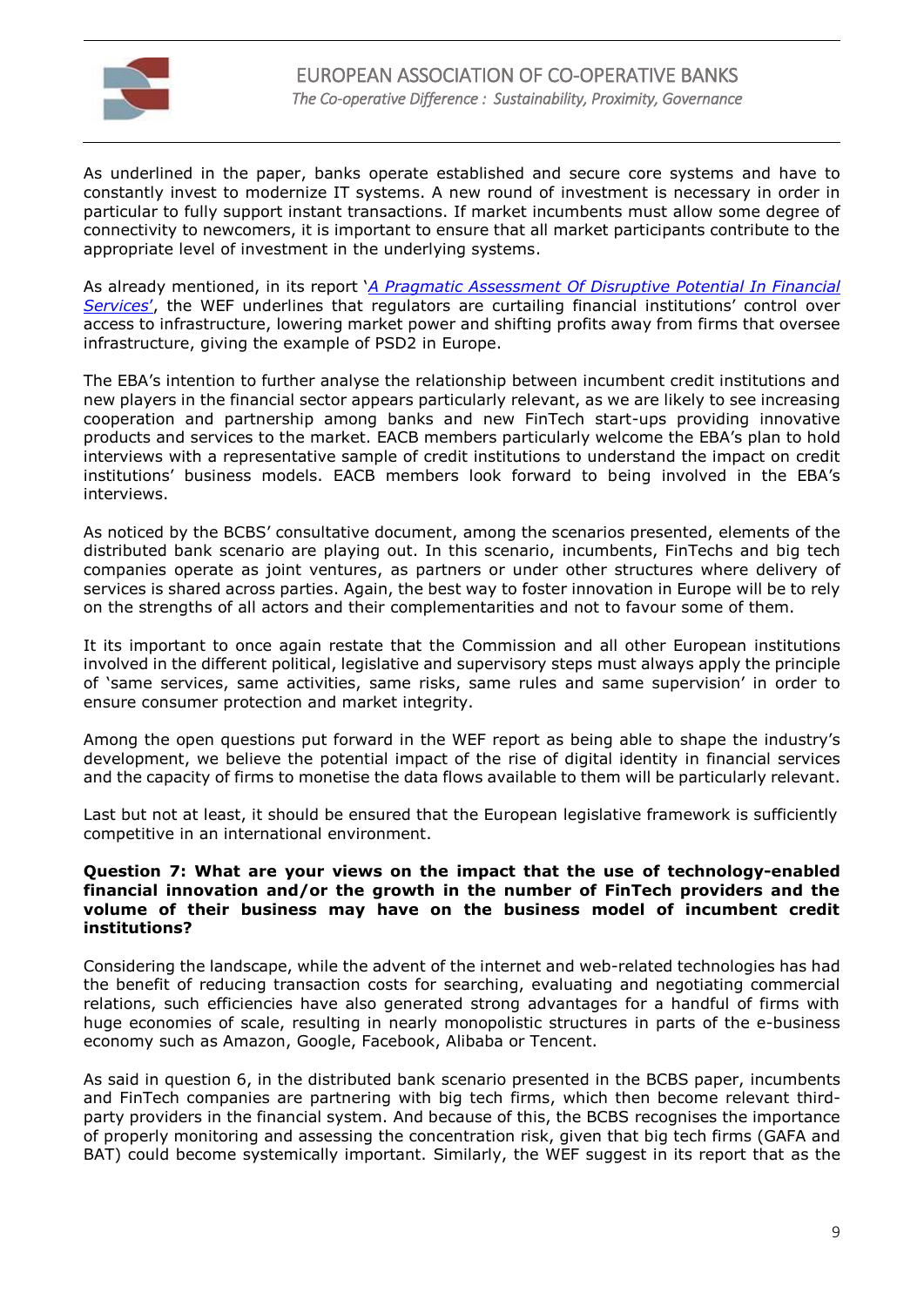As underlined in the paper, banks operate established and secure core systems and have to constantly invest to modernize IT systems. A new round of investment is necessary in order in particular to fully support instant transactions. If market incumbents must allow some degree of connectivity to newcomers, it is important to ensure that all market participants contribute to the appropriate level of investment in the underlying systems.

As already mentioned, in its report '*A Pragmatic Assessment Of Disruptive Potential In Financial Services*', the WEF underlines that regulators are curtailing financial institutions' control over access to infrastructure, lowering market power and shifting profits away from firms that oversee infrastructure, giving the example of PSD2 in Europe.

The EBA's intention to further analyse the relationship between incumbent credit institutions and new players in the financial sector appears particularly relevant, as we are likely to see increasing cooperation and partnership among banks and new FinTech start-ups providing innovative products and services to the market. EACB members particularly welcome the EBA's plan to hold interviews with a representative sample of credit institutions to understand the impact on credit institutions' business models. EACB members look forward to being involved in the EBA's interviews.

As noticed by the BCBS' consultative document, among the scenarios presented, elements of the distributed bank scenario are playing out. In this scenario, incumbents, FinTechs and big tech companies operate as joint ventures, as partners or under other structures where delivery of services is shared across parties. Again, the best way to foster innovation in Europe will be to rely on the strengths of all actors and their complementarities and not to favour some of them.

It its important to once again restate that the Commission and all other European institutions involved in the different political, legislative and supervisory steps must always apply the principle of 'same services, same activities, same risks, same rules and same supervision' in order to ensure consumer protection and market integrity.

Among the open questions put forward in the WEF report as being able to shape the industry's development, we believe the potential impact of the rise of digital identity in financial services and the capacity of firms to monetise the data flows available to them will be particularly relevant.

Last but not least, it should be ensured that the European legislative framework is sufficiently competitive in an international environment.

**Question 7: What are your views on the impact that the use of technology-enabled financial innovation and/or the growth in the number of FinTech providers and the volume of their business may have on the business model of incumbent credit institutions?**

Considering the landscape, while the advent of the internet and web-related technologies has had the benefit of reducing transaction costs for searching, evaluating and negotiating commercial relations, such efficiencies have also generated strong advantages for a handful of firms with huge economies of scale, resulting in nearly monopolistic structures in parts of the e-business economy such as Amazon, Google, Facebook, Alibaba or Tencent.

As said in question 6, in the distributed bank scenario presented in the BCBS paper, incumbents and FinTech companies are partnering with big tech firms, which then become relevant third-party providers in the financial system. And because of this, the BCBS recognises the importance of properly monitoring and assessing the concentration risk, given that big tech firms (GAFA and BAT) could become systemically important. Similarly, the WEF suggest in its report that as the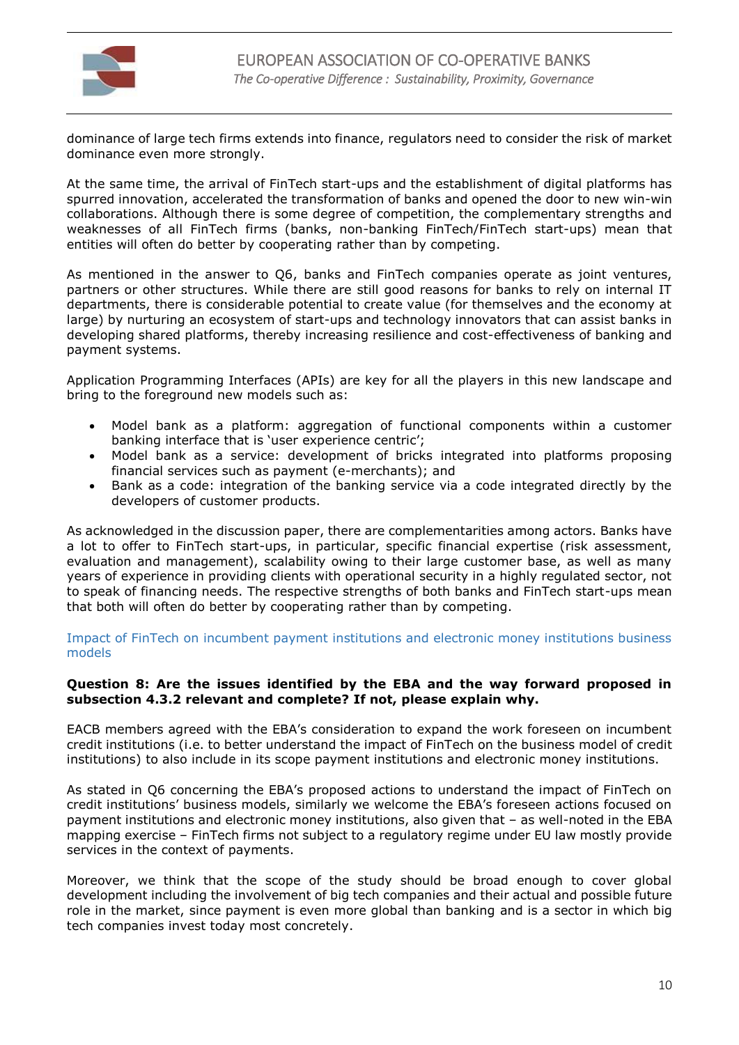dominance of large tech firms extends into finance, regulators need to consider the risk of market dominance even more strongly.

At the same time, the arrival of FinTech start-ups and the establishment of digital platforms has spurred innovation, accelerated the transformation of banks and opened the door to new win-win collaborations. Although there is some degree of competition, the complementary strengths and weaknesses of all FinTech firms (banks, non-banking FinTech/FinTech start-ups) mean that entities will often do better by cooperating rather than by competing.

As mentioned in the answer to Q6, banks and FinTech companies operate as joint ventures, partners or other structures. While there are still good reasons for banks to rely on internal IT departments, there is considerable potential to create value (for themselves and the economy at large) by nurturing an ecosystem of start-ups and technology innovators that can assist banks in developing shared platforms, thereby increasing resilience and cost-effectiveness of banking and payment systems.

Application Programming Interfaces (APIs) are key for all the players in this new landscape and bring to the foreground new models such as:

- Model bank as a platform: aggregation of functional components within a customer banking interface that is 'user experience centric';
- Model bank as a service: development of bricks integrated into platforms proposing financial services such as payment (e-merchants); and
- Bank as a code: integration of the banking service via a code integrated directly by the developers of customer products.

As acknowledged in the discussion paper, there are complementarities among actors. Banks have a lot to offer to FinTech start-ups, in particular, specific financial expertise (risk assessment, evaluation and management), scalability owing to their large customer base, as well as many years of experience in providing clients with operational security in a highly regulated sector, not to speak of financing needs. The respective strengths of both banks and FinTech start-ups mean that both will often do better by cooperating rather than by competing.

## Impact of FinTech on incumbent payment institutions and electronic money institutions business models

**Question 8: Are the issues identified by the EBA and the way forward proposed in subsection 4.3.2 relevant and complete? If not, please explain why.**

EACB members agreed with the EBA's consideration to expand the work foreseen on incumbent credit institutions (i.e. to better understand the impact of FinTech on the business model of credit institutions) to also include in its scope payment institutions and electronic money institutions.

As stated in Q6 concerning the EBA's proposed actions to understand the impact of FinTech on credit institutions' business models, similarly we welcome the EBA's foreseen actions focused on payment institutions and electronic money institutions, also given that – as well-noted in the EBA mapping exercise – FinTech firms not subject to a regulatory regime under EU law mostly provide services in the context of payments.

Moreover, we think that the scope of the study should be broad enough to cover global development including the involvement of big tech companies and their actual and possible future role in the market, since payment is even more global than banking and is a sector in which big tech companies invest today most concretely.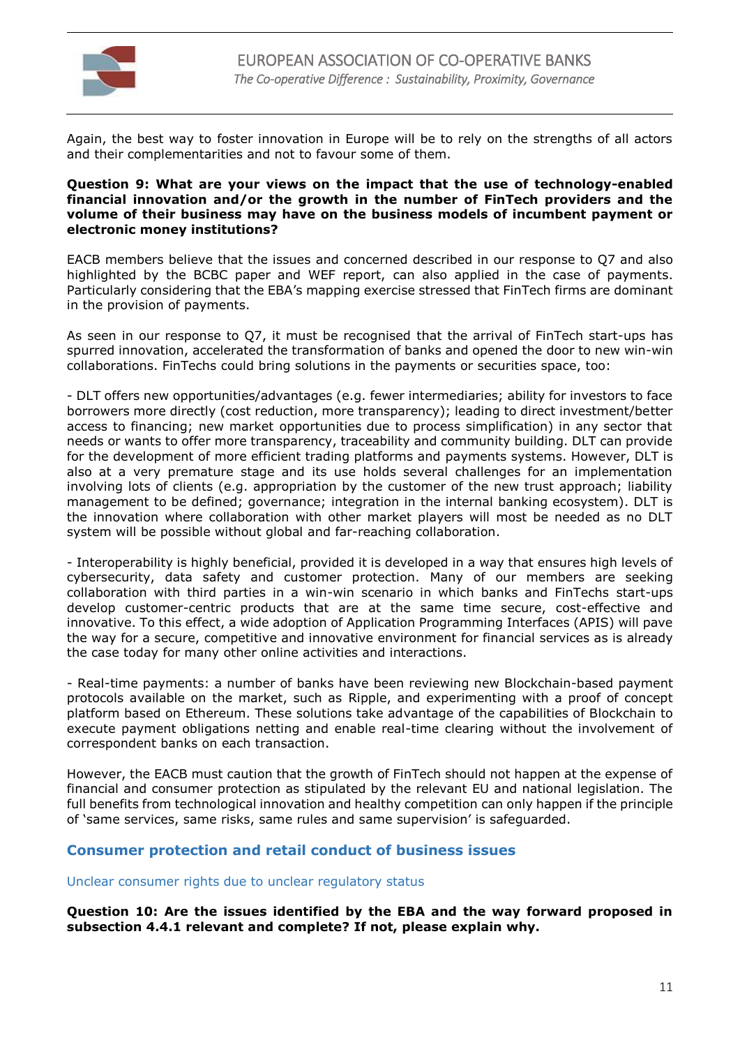Again, the best way to foster innovation in Europe will be to rely on the strengths of all actors and their complementarities and not to favour some of them.

**Question 9: What are your views on the impact that the use of technology-enabled financial innovation and/or the growth in the number of FinTech providers and the volume of their business may have on the business models of incumbent payment or electronic money institutions?**

EACB members believe that the issues and concerned described in our response to Q7 and also highlighted by the BCBC paper and WEF report, can also applied in the case of payments. Particularly considering that the EBA's mapping exercise stressed that FinTech firms are dominant in the provision of payments.

As seen in our response to Q7, it must be recognised that the arrival of FinTech start-ups has spurred innovation, accelerated the transformation of banks and opened the door to new win-win collaborations. FinTechs could bring solutions in the payments or securities space, too:

- DLT offers new opportunities/advantages (e.g. fewer intermediaries; ability for investors to face borrowers more directly (cost reduction, more transparency); leading to direct investment/better access to financing; new market opportunities due to process simplification) in any sector that needs or wants to offer more transparency, traceability and community building. DLT can provide for the development of more efficient trading platforms and payments systems. However, DLT is also at a very premature stage and its use holds several challenges for an implementation involving lots of clients (e.g. appropriation by the customer of the new trust approach; liability management to be defined; governance; integration in the internal banking ecosystem). DLT is the innovation where collaboration with other market players will most be needed as no DLT system will be possible without global and far-reaching collaboration.

- Interoperability is highly beneficial, provided it is developed in a way that ensures high levels of cybersecurity, data safety and customer protection. Many of our members are seeking collaboration with third parties in a win-win scenario in which banks and FinTechs start-ups develop customer-centric products that are at the same time secure, cost-effective and innovative. To this effect, a wide adoption of Application Programming Interfaces (APIS) will pave the way for a secure, competitive and innovative environment for financial services as is already the case today for many other online activities and interactions.

- Real-time payments: a number of banks have been reviewing new Blockchain-based payment protocols available on the market, such as Ripple, and experimenting with a proof of concept platform based on Ethereum. These solutions take advantage of the capabilities of Blockchain to execute payment obligations netting and enable real-time clearing without the involvement of correspondent banks on each transaction.

However, the EACB must caution that the growth of FinTech should not happen at the expense of financial and consumer protection as stipulated by the relevant EU and national legislation. The full benefits from technological innovation and healthy competition can only happen if the principle of 'same services, same risks, same rules and same supervision' is safeguarded.

## Consumer protection and retail conduct of business issues

### Unclear consumer rights due to unclear regulatory status

**Question 10: Are the issues identified by the EBA and the way forward proposed in subsection 4.4.1 relevant and complete? If not, please explain why.**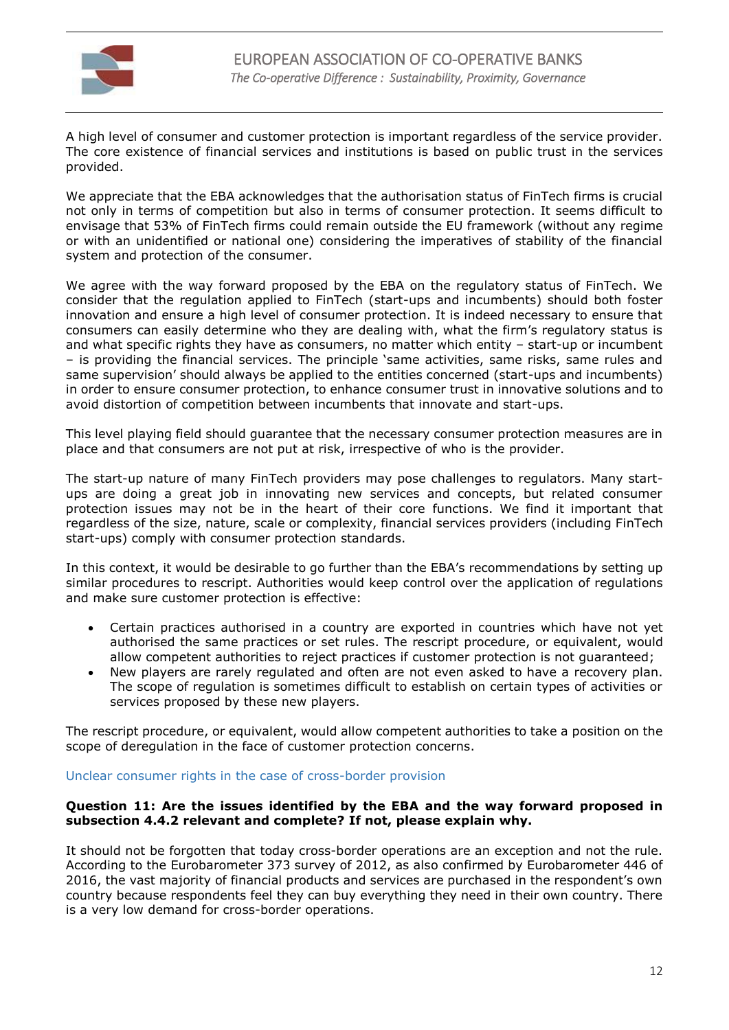A high level of consumer and customer protection is important regardless of the service provider. The core existence of financial services and institutions is based on public trust in the services provided.

We appreciate that the EBA acknowledges that the authorisation status of FinTech firms is crucial not only in terms of competition but also in terms of consumer protection. It seems difficult to envisage that 53% of FinTech firms could remain outside the EU framework (without any regime or with an unidentified or national one) considering the imperatives of stability of the financial system and protection of the consumer.

We agree with the way forward proposed by the EBA on the regulatory status of FinTech. We consider that the regulation applied to FinTech (start-ups and incumbents) should both foster innovation and ensure a high level of consumer protection. It is indeed necessary to ensure that consumers can easily determine who they are dealing with, what the firm's regulatory status is and what specific rights they have as consumers, no matter which entity – start-up or incumbent – is providing the financial services. The principle 'same activities, same risks, same rules and same supervision' should always be applied to the entities concerned (start-ups and incumbents) in order to ensure consumer protection, to enhance consumer trust in innovative solutions and to avoid distortion of competition between incumbents that innovate and start-ups.

This level playing field should guarantee that the necessary consumer protection measures are in place and that consumers are not put at risk, irrespective of who is the provider.

The start-up nature of many FinTech providers may pose challenges to regulators. Many start-ups are doing a great job in innovating new services and concepts, but related consumer protection issues may not be in the heart of their core functions. We find it important that regardless of the size, nature, scale or complexity, financial services providers (including FinTech start-ups) comply with consumer protection standards.

In this context, it would be desirable to go further than the EBA's recommendations by setting up similar procedures to rescript. Authorities would keep control over the application of regulations and make sure customer protection is effective:

- Certain practices authorised in a country are exported in countries which have not yet authorised the same practices or set rules. The rescript procedure, or equivalent, would allow competent authorities to reject practices if customer protection is not guaranteed;
- New players are rarely regulated and often are not even asked to have a recovery plan. The scope of regulation is sometimes difficult to establish on certain types of activities or services proposed by these new players.

The rescript procedure, or equivalent, would allow competent authorities to take a position on the scope of deregulation in the face of customer protection concerns.

### Unclear consumer rights in the case of cross-border provision

**Question 11: Are the issues identified by the EBA and the way forward proposed in subsection 4.4.2 relevant and complete? If not, please explain why.**

It should not be forgotten that today cross-border operations are an exception and not the rule. According to the Eurobarometer 373 survey of 2012, as also confirmed by Eurobarometer 446 of 2016, the vast majority of financial products and services are purchased in the respondent's own country because respondents feel they can buy everything they need in their own country. There is a very low demand for cross-border operations.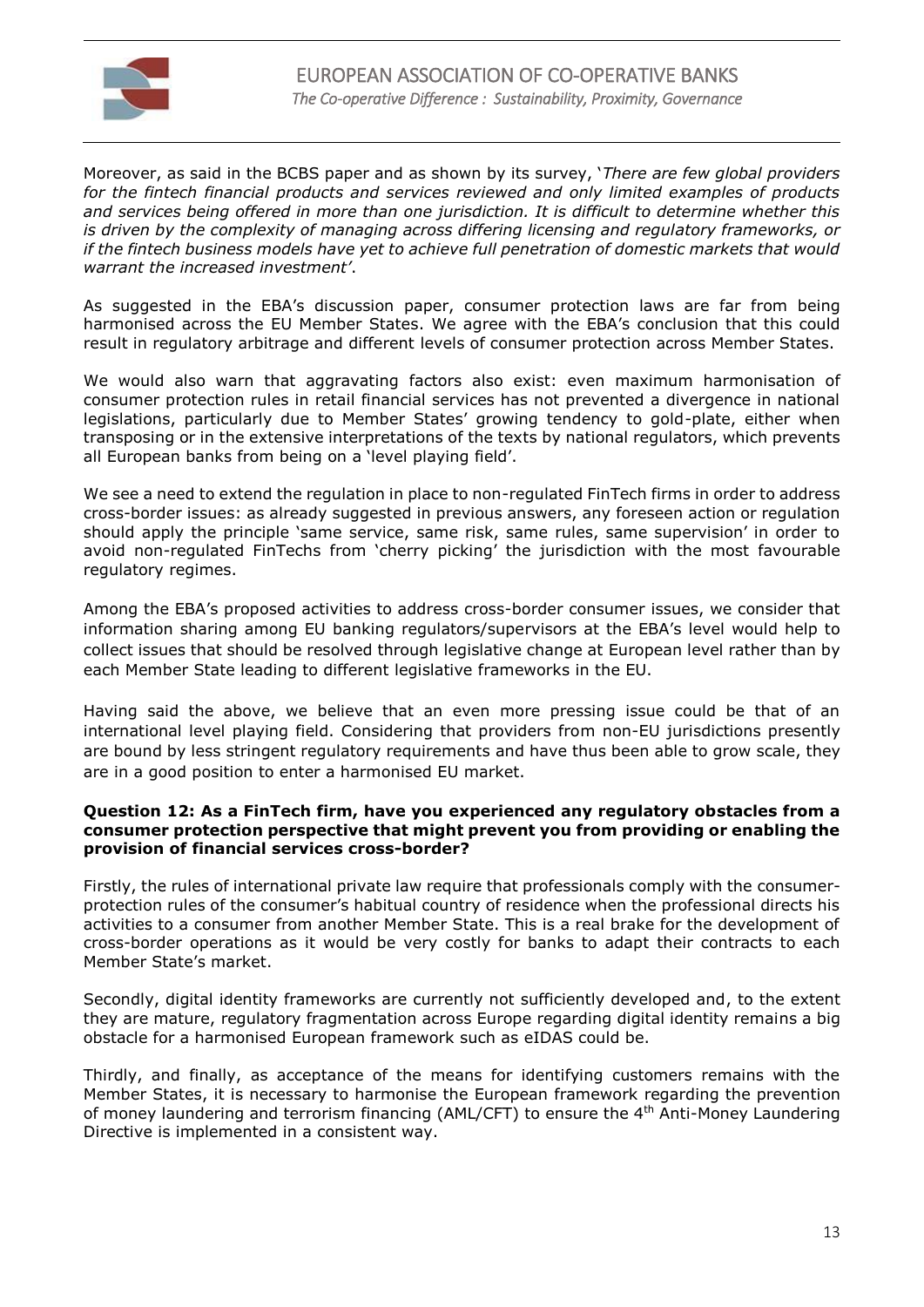Moreover, as said in the BCBS paper and as shown by its survey, '*There are few global providers for the fintech financial products and services reviewed and only limited examples of products and services being offered in more than one jurisdiction. It is difficult to determine whether this is driven by the complexity of managing across differing licensing and regulatory frameworks, or if the fintech business models have yet to achieve full penetration of domestic markets that would warrant the increased investment*'.

As suggested in the EBA's discussion paper, consumer protection laws are far from being harmonised across the EU Member States. We agree with the EBA's conclusion that this could result in regulatory arbitrage and different levels of consumer protection across Member States.

We would also warn that aggravating factors also exist: even maximum harmonisation of consumer protection rules in retail financial services has not prevented a divergence in national legislations, particularly due to Member States' growing tendency to gold-plate, either when transposing or in the extensive interpretations of the texts by national regulators, which prevents all European banks from being on a 'level playing field'.

We see a need to extend the regulation in place to non-regulated FinTech firms in order to address cross-border issues: as already suggested in previous answers, any foreseen action or regulation should apply the principle 'same service, same risk, same rules, same supervision' in order to avoid non-regulated FinTechs from 'cherry picking' the jurisdiction with the most favourable regulatory regimes.

Among the EBA's proposed activities to address cross-border consumer issues, we consider that information sharing among EU banking regulators/supervisors at the EBA's level would help to collect issues that should be resolved through legislative change at European level rather than by each Member State leading to different legislative frameworks in the EU.

Having said the above, we believe that an even more pressing issue could be that of an international level playing field. Considering that providers from non-EU jurisdictions presently are bound by less stringent regulatory requirements and have thus been able to grow scale, they are in a good position to enter a harmonised EU market.

**Question 12: As a FinTech firm, have you experienced any regulatory obstacles from a consumer protection perspective that might prevent you from providing or enabling the provision of financial services cross-border?**

Firstly, the rules of international private law require that professionals comply with the consumer-protection rules of the consumer's habitual country of residence when the professional directs his activities to a consumer from another Member State. This is a real brake for the development of cross-border operations as it would be very costly for banks to adapt their contracts to each Member State's market.

Secondly, digital identity frameworks are currently not sufficiently developed and, to the extent they are mature, regulatory fragmentation across Europe regarding digital identity remains a big obstacle for a harmonised European framework such as eIDAS could be.

Thirdly, and finally, as acceptance of the means for identifying customers remains with the Member States, it is necessary to harmonise the European framework regarding the prevention of money laundering and terrorism financing (AML/CFT) to ensure the 4th Anti-Money Laundering Directive is implemented in a consistent way.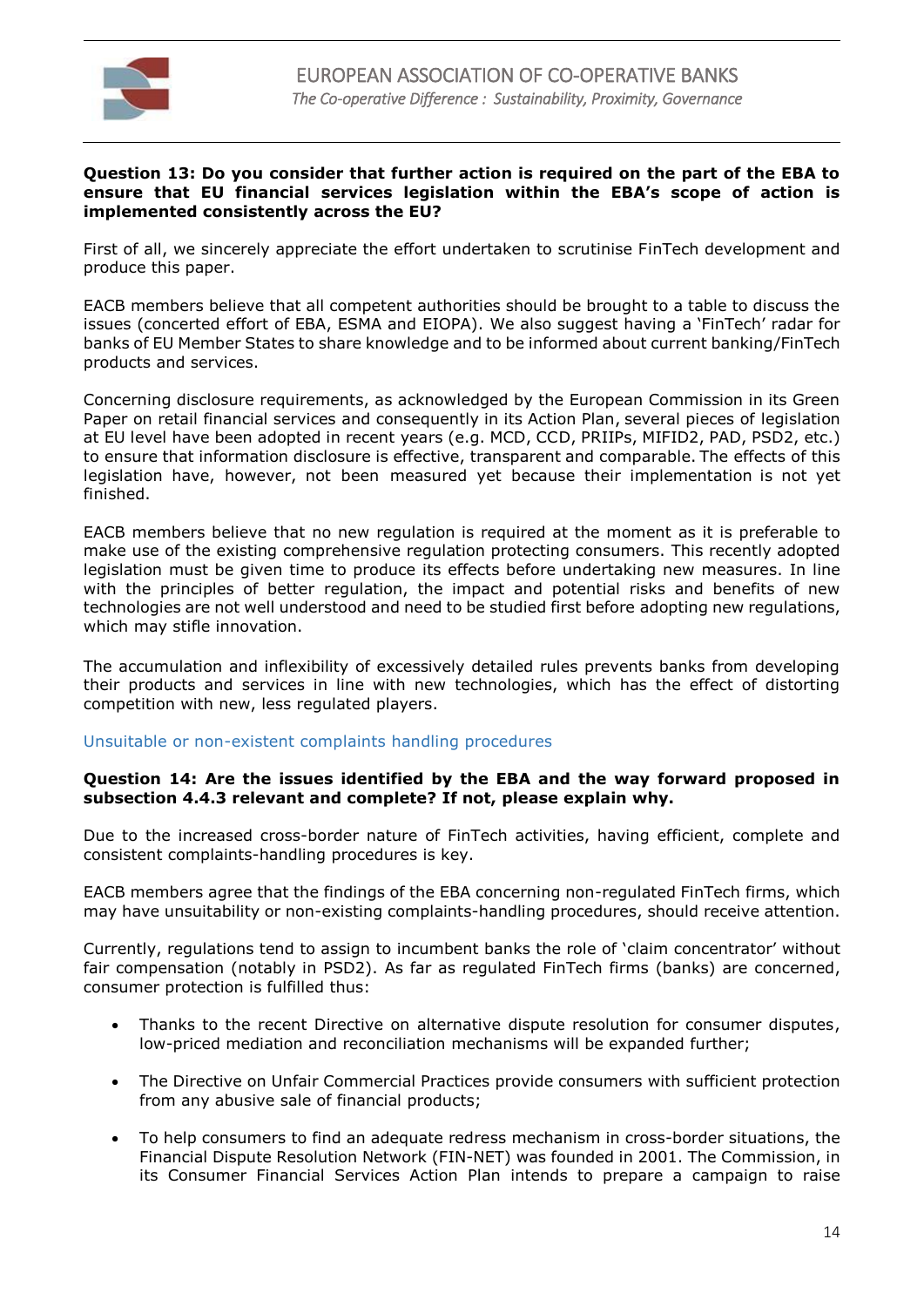**Question 13: Do you consider that further action is required on the part of the EBA to ensure that EU financial services legislation within the EBA's scope of action is implemented consistently across the EU?**

First of all, we sincerely appreciate the effort undertaken to scrutinise FinTech development and produce this paper.

EACB members believe that all competent authorities should be brought to a table to discuss the issues (concerted effort of EBA, ESMA and EIOPA). We also suggest having a 'FinTech' radar for banks of EU Member States to share knowledge and to be informed about current banking/FinTech products and services.

Concerning disclosure requirements, as acknowledged by the European Commission in its Green Paper on retail financial services and consequently in its Action Plan, several pieces of legislation at EU level have been adopted in recent years (e.g. MCD, CCD, PRIIPs, MIFID2, PAD, PSD2, etc.) to ensure that information disclosure is effective, transparent and comparable. The effects of this legislation have, however, not been measured yet because their implementation is not yet finished.

EACB members believe that no new regulation is required at the moment as it is preferable to make use of the existing comprehensive regulation protecting consumers. This recently adopted legislation must be given time to produce its effects before undertaking new measures. In line with the principles of better regulation, the impact and potential risks and benefits of new technologies are not well understood and need to be studied first before adopting new regulations, which may stifle innovation.

The accumulation and inflexibility of excessively detailed rules prevents banks from developing their products and services in line with new technologies, which has the effect of distorting competition with new, less regulated players.

### Unsuitable or non-existent complaints handling procedures

**Question 14: Are the issues identified by the EBA and the way forward proposed in subsection 4.4.3 relevant and complete? If not, please explain why.**

Due to the increased cross-border nature of FinTech activities, having efficient, complete and consistent complaints-handling procedures is key.

EACB members agree that the findings of the EBA concerning non-regulated FinTech firms, which may have unsuitability or non-existing complaints-handling procedures, should receive attention.

Currently, regulations tend to assign to incumbent banks the role of 'claim concentrator' without fair compensation (notably in PSD2). As far as regulated FinTech firms (banks) are concerned, consumer protection is fulfilled thus:

- Thanks to the recent Directive on alternative dispute resolution for consumer disputes, low-priced mediation and reconciliation mechanisms will be expanded further;
- The Directive on Unfair Commercial Practices provide consumers with sufficient protection from any abusive sale of financial products;
- To help consumers to find an adequate redress mechanism in cross-border situations, the Financial Dispute Resolution Network (FIN-NET) was founded in 2001. The Commission, in its Consumer Financial Services Action Plan intends to prepare a campaign to raise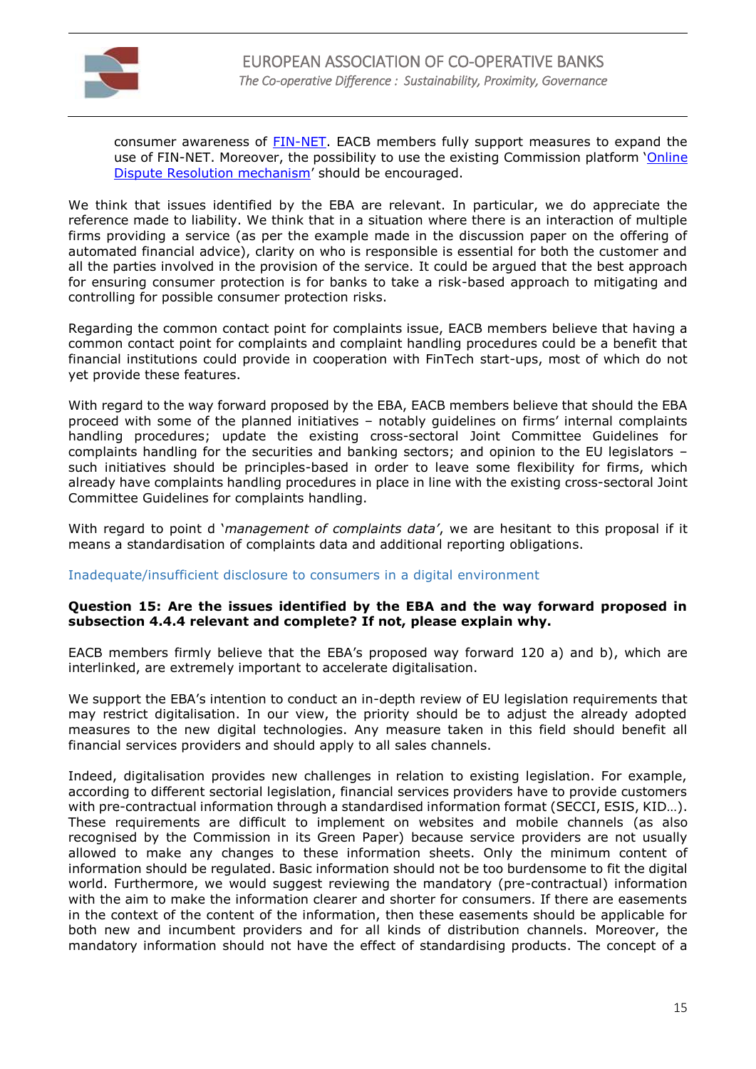consumer awareness of FIN-NET. EACB members fully support measures to expand the use of FIN-NET. Moreover, the possibility to use the existing Commission platform 'Online Dispute Resolution mechanism' should be encouraged.

We think that issues identified by the EBA are relevant. In particular, we do appreciate the reference made to liability. We think that in a situation where there is an interaction of multiple firms providing a service (as per the example made in the discussion paper on the offering of automated financial advice), clarity on who is responsible is essential for both the customer and all the parties involved in the provision of the service. It could be argued that the best approach for ensuring consumer protection is for banks to take a risk-based approach to mitigating and controlling for possible consumer protection risks.

Regarding the common contact point for complaints issue, EACB members believe that having a common contact point for complaints and complaint handling procedures could be a benefit that financial institutions could provide in cooperation with FinTech start-ups, most of which do not yet provide these features.

With regard to the way forward proposed by the EBA, EACB members believe that should the EBA proceed with some of the planned initiatives – notably guidelines on firms' internal complaints handling procedures; update the existing cross-sectoral Joint Committee Guidelines for complaints handling for the securities and banking sectors; and opinion to the EU legislators – such initiatives should be principles-based in order to leave some flexibility for firms, which already have complaints handling procedures in place in line with the existing cross-sectoral Joint Committee Guidelines for complaints handling.

With regard to point d '*management of complaints data*', we are hesitant to this proposal if it means a standardisation of complaints data and additional reporting obligations.

### Inadequate/insufficient disclosure to consumers in a digital environment

**Question 15: Are the issues identified by the EBA and the way forward proposed in subsection 4.4.4 relevant and complete? If not, please explain why.**

EACB members firmly believe that the EBA's proposed way forward 120 a) and b), which are interlinked, are extremely important to accelerate digitalisation.

We support the EBA's intention to conduct an in-depth review of EU legislation requirements that may restrict digitalisation. In our view, the priority should be to adjust the already adopted measures to the new digital technologies. Any measure taken in this field should benefit all financial services providers and should apply to all sales channels.

Indeed, digitalisation provides new challenges in relation to existing legislation. For example, according to different sectorial legislation, financial services providers have to provide customers with pre-contractual information through a standardised information format (SECCI, ESIS, KID…). These requirements are difficult to implement on websites and mobile channels (as also recognised by the Commission in its Green Paper) because service providers are not usually allowed to make any changes to these information sheets. Only the minimum content of information should be regulated. Basic information should not be too burdensome to fit the digital world. Furthermore, we would suggest reviewing the mandatory (pre-contractual) information with the aim to make the information clearer and shorter for consumers. If there are easements in the context of the content of the information, then these easements should be applicable for both new and incumbent providers and for all kinds of distribution channels. Moreover, the mandatory information should not have the effect of standardising products. The concept of a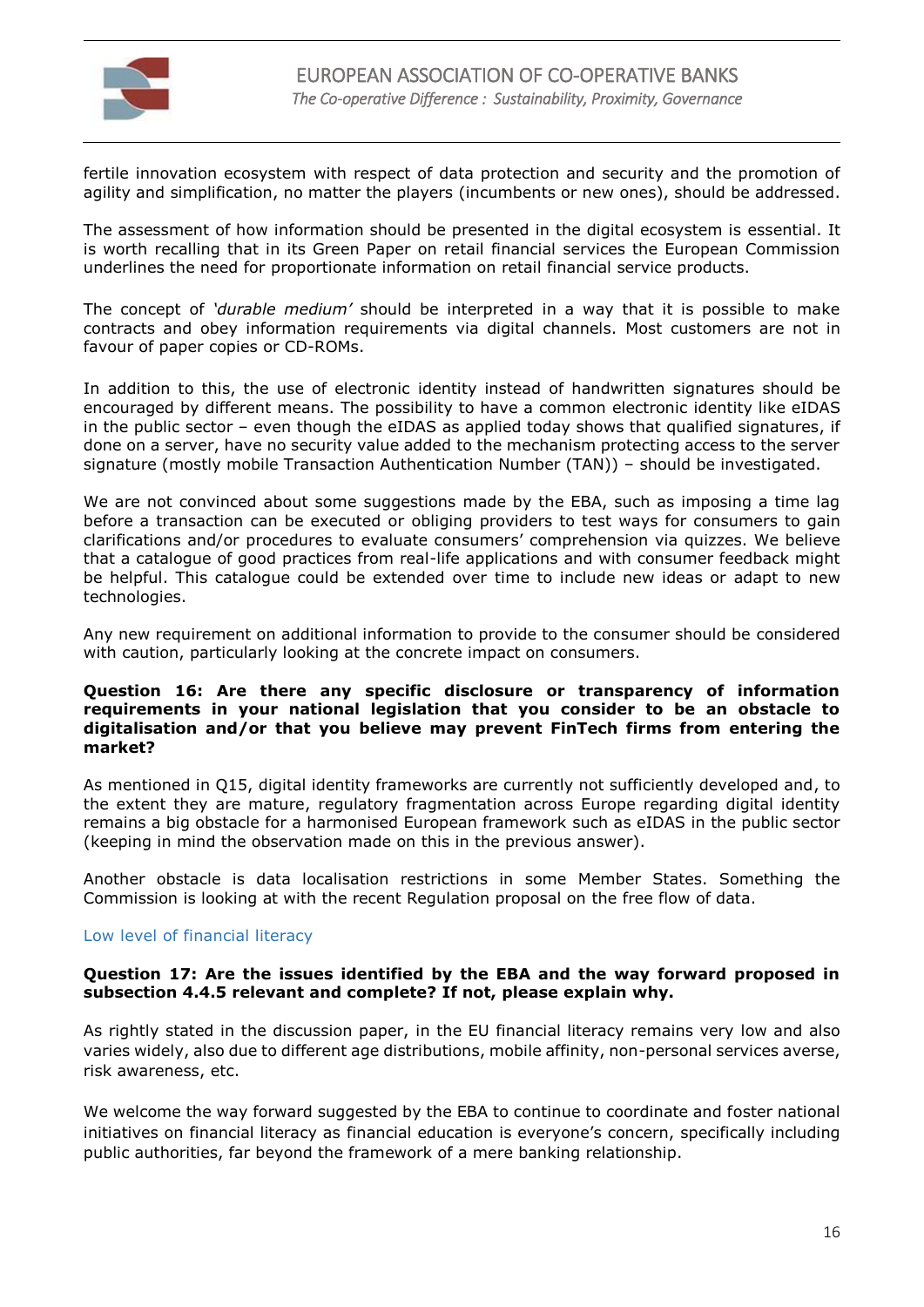fertile innovation ecosystem with respect of data protection and security and the promotion of agility and simplification, no matter the players (incumbents or new ones), should be addressed.

The assessment of how information should be presented in the digital ecosystem is essential. It is worth recalling that in its Green Paper on retail financial services the European Commission underlines the need for proportionate information on retail financial service products.

The concept of *'durable medium'* should be interpreted in a way that it is possible to make contracts and obey information requirements via digital channels. Most customers are not in favour of paper copies or CD-ROMs.

In addition to this, the use of electronic identity instead of handwritten signatures should be encouraged by different means. The possibility to have a common electronic identity like eIDAS in the public sector – even though the eIDAS as applied today shows that qualified signatures, if done on a server, have no security value added to the mechanism protecting access to the server signature (mostly mobile Transaction Authentication Number (TAN)) – should be investigated.

We are not convinced about some suggestions made by the EBA, such as imposing a time lag before a transaction can be executed or obliging providers to test ways for consumers to gain clarifications and/or procedures to evaluate consumers' comprehension via quizzes. We believe that a catalogue of good practices from real-life applications and with consumer feedback might be helpful. This catalogue could be extended over time to include new ideas or adapt to new technologies.

Any new requirement on additional information to provide to the consumer should be considered with caution, particularly looking at the concrete impact on consumers.

**Question 16: Are there any specific disclosure or transparency of information requirements in your national legislation that you consider to be an obstacle to digitalisation and/or that you believe may prevent FinTech firms from entering the market?**

As mentioned in Q15, digital identity frameworks are currently not sufficiently developed and, to the extent they are mature, regulatory fragmentation across Europe regarding digital identity remains a big obstacle for a harmonised European framework such as eIDAS in the public sector (keeping in mind the observation made on this in the previous answer).

Another obstacle is data localisation restrictions in some Member States. Something the Commission is looking at with the recent Regulation proposal on the free flow of data.

### Low level of financial literacy

**Question 17: Are the issues identified by the EBA and the way forward proposed in subsection 4.4.5 relevant and complete? If not, please explain why.**

As rightly stated in the discussion paper, in the EU financial literacy remains very low and also varies widely, also due to different age distributions, mobile affinity, non-personal services averse, risk awareness, etc.

We welcome the way forward suggested by the EBA to continue to coordinate and foster national initiatives on financial literacy as financial education is everyone's concern, specifically including public authorities, far beyond the framework of a mere banking relationship.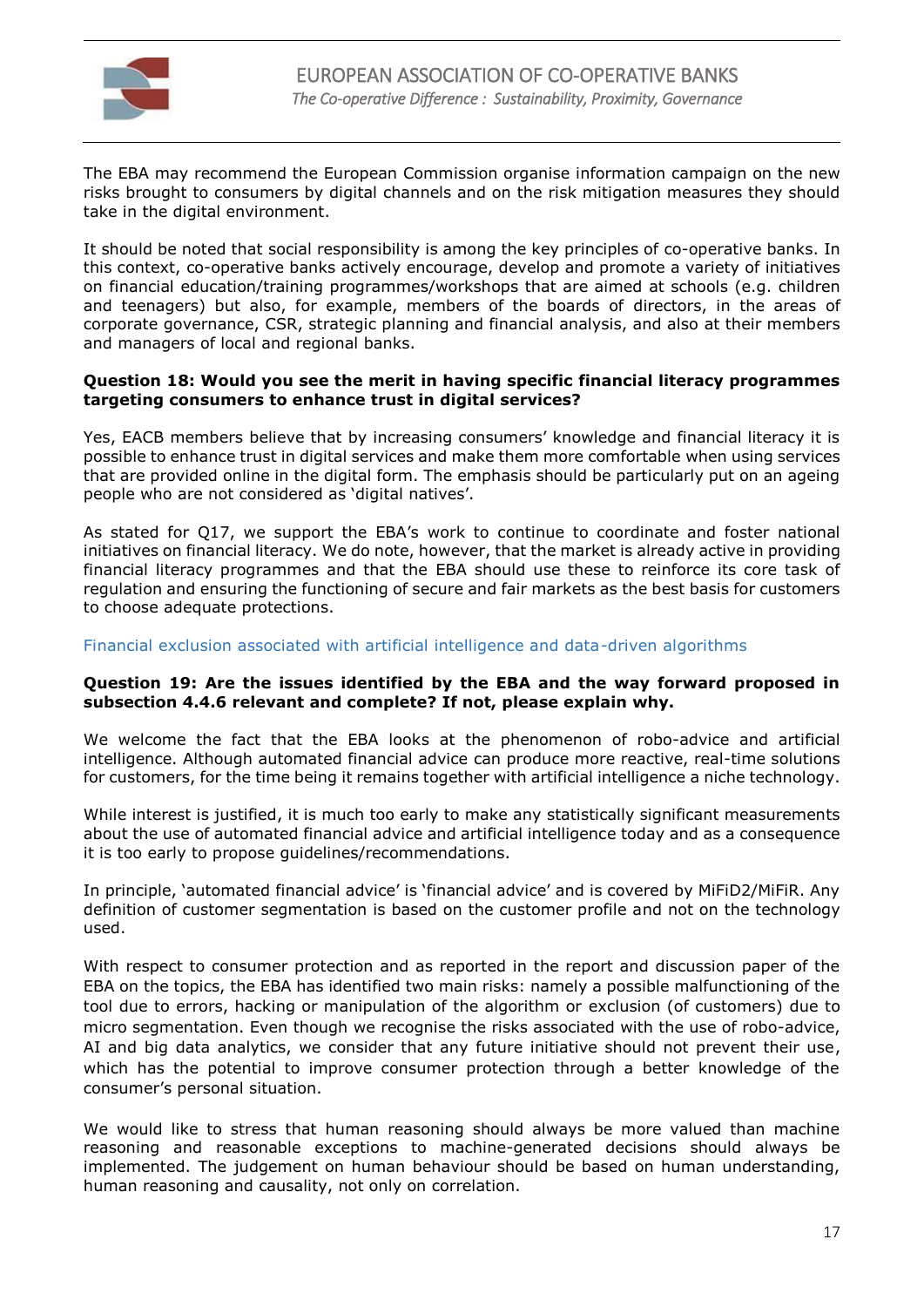The EBA may recommend the European Commission organise information campaign on the new risks brought to consumers by digital channels and on the risk mitigation measures they should take in the digital environment.

It should be noted that social responsibility is among the key principles of co-operative banks. In this context, co-operative banks actively encourage, develop and promote a variety of initiatives on financial education/training programmes/workshops that are aimed at schools (e.g. children and teenagers) but also, for example, members of the boards of directors, in the areas of corporate governance, CSR, strategic planning and financial analysis, and also at their members and managers of local and regional banks.

**Question 18: Would you see the merit in having specific financial literacy programmes targeting consumers to enhance trust in digital services?**

Yes, EACB members believe that by increasing consumers' knowledge and financial literacy it is possible to enhance trust in digital services and make them more comfortable when using services that are provided online in the digital form. The emphasis should be particularly put on an ageing people who are not considered as 'digital natives'.

As stated for Q17, we support the EBA's work to continue to coordinate and foster national initiatives on financial literacy. We do note, however, that the market is already active in providing financial literacy programmes and that the EBA should use these to reinforce its core task of regulation and ensuring the functioning of secure and fair markets as the best basis for customers to choose adequate protections.

### Financial exclusion associated with artificial intelligence and data-driven algorithms

**Question 19: Are the issues identified by the EBA and the way forward proposed in subsection 4.4.6 relevant and complete? If not, please explain why.**

We welcome the fact that the EBA looks at the phenomenon of robo-advice and artificial intelligence. Although automated financial advice can produce more reactive, real-time solutions for customers, for the time being it remains together with artificial intelligence a niche technology.

While interest is justified, it is much too early to make any statistically significant measurements about the use of automated financial advice and artificial intelligence today and as a consequence it is too early to propose guidelines/recommendations.

In principle, 'automated financial advice' is 'financial advice' and is covered by MiFiD2/MiFiR. Any definition of customer segmentation is based on the customer profile and not on the technology used.

With respect to consumer protection and as reported in the report and discussion paper of the EBA on the topics, the EBA has identified two main risks: namely a possible malfunctioning of the tool due to errors, hacking or manipulation of the algorithm or exclusion (of customers) due to micro segmentation. Even though we recognise the risks associated with the use of robo-advice, AI and big data analytics, we consider that any future initiative should not prevent their use, which has the potential to improve consumer protection through a better knowledge of the consumer's personal situation.

We would like to stress that human reasoning should always be more valued than machine reasoning and reasonable exceptions to machine-generated decisions should always be implemented. The judgement on human behaviour should be based on human understanding, human reasoning and causality, not only on correlation.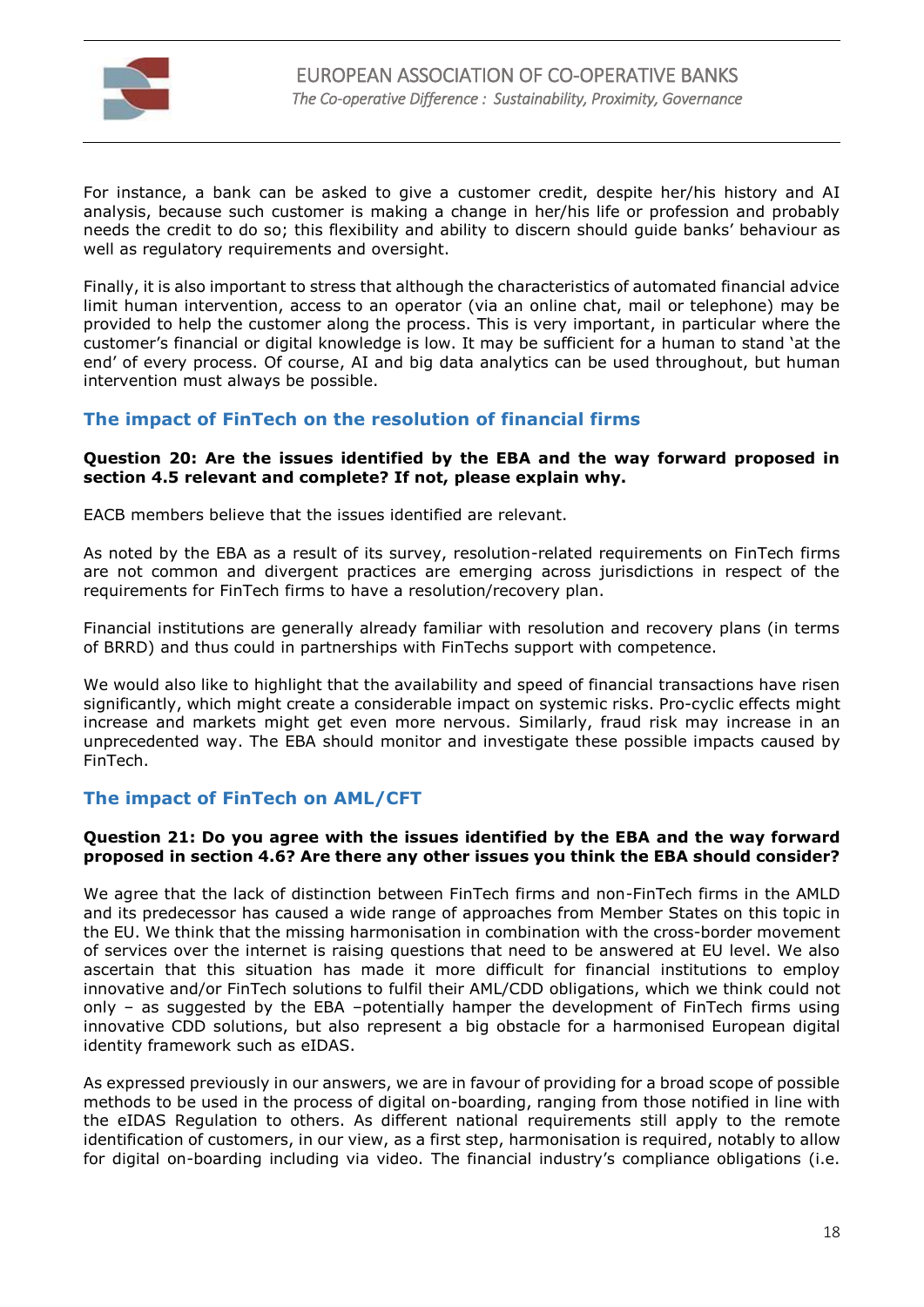For instance, a bank can be asked to give a customer credit, despite her/his history and AI analysis, because such customer is making a change in her/his life or profession and probably needs the credit to do so; this flexibility and ability to discern should guide banks' behaviour as well as regulatory requirements and oversight.

Finally, it is also important to stress that although the characteristics of automated financial advice limit human intervention, access to an operator (via an online chat, mail or telephone) may be provided to help the customer along the process. This is very important, in particular where the customer's financial or digital knowledge is low. It may be sufficient for a human to stand 'at the end' of every process. Of course, AI and big data analytics can be used throughout, but human intervention must always be possible.

## The impact of FinTech on the resolution of financial firms

**Question 20: Are the issues identified by the EBA and the way forward proposed in section 4.5 relevant and complete? If not, please explain why.**

EACB members believe that the issues identified are relevant.

As noted by the EBA as a result of its survey, resolution-related requirements on FinTech firms are not common and divergent practices are emerging across jurisdictions in respect of the requirements for FinTech firms to have a resolution/recovery plan.

Financial institutions are generally already familiar with resolution and recovery plans (in terms of BRRD) and thus could in partnerships with FinTechs support with competence.

We would also like to highlight that the availability and speed of financial transactions have risen significantly, which might create a considerable impact on systemic risks. Pro-cyclic effects might increase and markets might get even more nervous. Similarly, fraud risk may increase in an unprecedented way. The EBA should monitor and investigate these possible impacts caused by FinTech.

## The impact of FinTech on AML/CFT

**Question 21: Do you agree with the issues identified by the EBA and the way forward proposed in section 4.6? Are there any other issues you think the EBA should consider?**

We agree that the lack of distinction between FinTech firms and non-FinTech firms in the AMLD and its predecessor has caused a wide range of approaches from Member States on this topic in the EU. We think that the missing harmonisation in combination with the cross-border movement of services over the internet is raising questions that need to be answered at EU level. We also ascertain that this situation has made it more difficult for financial institutions to employ innovative and/or FinTech solutions to fulfil their AML/CDD obligations, which we think could not only – as suggested by the EBA –potentially hamper the development of FinTech firms using innovative CDD solutions, but also represent a big obstacle for a harmonised European digital identity framework such as eIDAS.

As expressed previously in our answers, we are in favour of providing for a broad scope of possible methods to be used in the process of digital on-boarding, ranging from those notified in line with the eIDAS Regulation to others. As different national requirements still apply to the remote identification of customers, in our view, as a first step, harmonisation is required, notably to allow for digital on-boarding including via video. The financial industry's compliance obligations (i.e.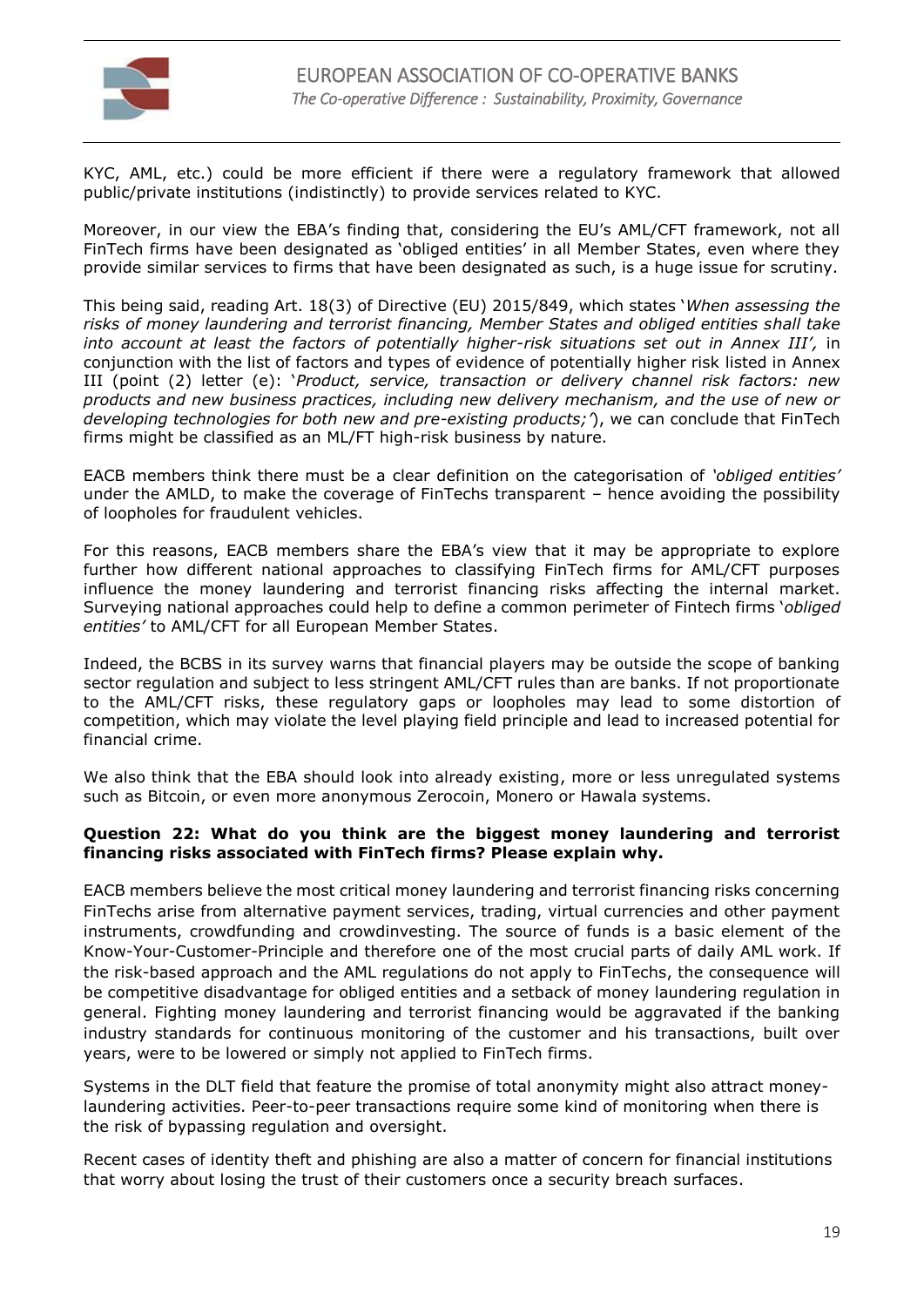KYC, AML, etc.) could be more efficient if there were a regulatory framework that allowed public/private institutions (indistinctly) to provide services related to KYC.

Moreover, in our view the EBA's finding that, considering the EU's AML/CFT framework, not all FinTech firms have been designated as 'obliged entities' in all Member States, even where they provide similar services to firms that have been designated as such, is a huge issue for scrutiny.

This being said, reading Art. 18(3) of Directive (EU) 2015/849, which states '*When assessing the risks of money laundering and terrorist financing, Member States and obliged entities shall take into account at least the factors of potentially higher-risk situations set out in Annex III',* in conjunction with the list of factors and types of evidence of potentially higher risk listed in Annex III (point (2) letter (e): '*Product, service, transaction or delivery channel risk factors: new products and new business practices, including new delivery mechanism, and the use of new or developing technologies for both new and pre-existing products;'*), we can conclude that FinTech firms might be classified as an ML/FT high-risk business by nature.

EACB members think there must be a clear definition on the categorisation of *'obliged entities'* under the AMLD, to make the coverage of FinTechs transparent – hence avoiding the possibility of loopholes for fraudulent vehicles.

For this reasons, EACB members share the EBA's view that it may be appropriate to explore further how different national approaches to classifying FinTech firms for AML/CFT purposes influence the money laundering and terrorist financing risks affecting the internal market. Surveying national approaches could help to define a common perimeter of Fintech firms '*obliged entities'* to AML/CFT for all European Member States.

Indeed, the BCBS in its survey warns that financial players may be outside the scope of banking sector regulation and subject to less stringent AML/CFT rules than are banks. If not proportionate to the AML/CFT risks, these regulatory gaps or loopholes may lead to some distortion of competition, which may violate the level playing field principle and lead to increased potential for financial crime.

We also think that the EBA should look into already existing, more or less unregulated systems such as Bitcoin, or even more anonymous Zerocoin, Monero or Hawala systems.

**Question 22: What do you think are the biggest money laundering and terrorist financing risks associated with FinTech firms? Please explain why.**

EACB members believe the most critical money laundering and terrorist financing risks concerning FinTechs arise from alternative payment services, trading, virtual currencies and other payment instruments, crowdfunding and crowdinvesting. The source of funds is a basic element of the Know-Your-Customer-Principle and therefore one of the most crucial parts of daily AML work. If the risk-based approach and the AML regulations do not apply to FinTechs, the consequence will be competitive disadvantage for obliged entities and a setback of money laundering regulation in general. Fighting money laundering and terrorist financing would be aggravated if the banking industry standards for continuous monitoring of the customer and his transactions, built over years, were to be lowered or simply not applied to FinTech firms.

Systems in the DLT field that feature the promise of total anonymity might also attract money-laundering activities. Peer-to-peer transactions require some kind of monitoring when there is the risk of bypassing regulation and oversight.

Recent cases of identity theft and phishing are also a matter of concern for financial institutions that worry about losing the trust of their customers once a security breach surfaces.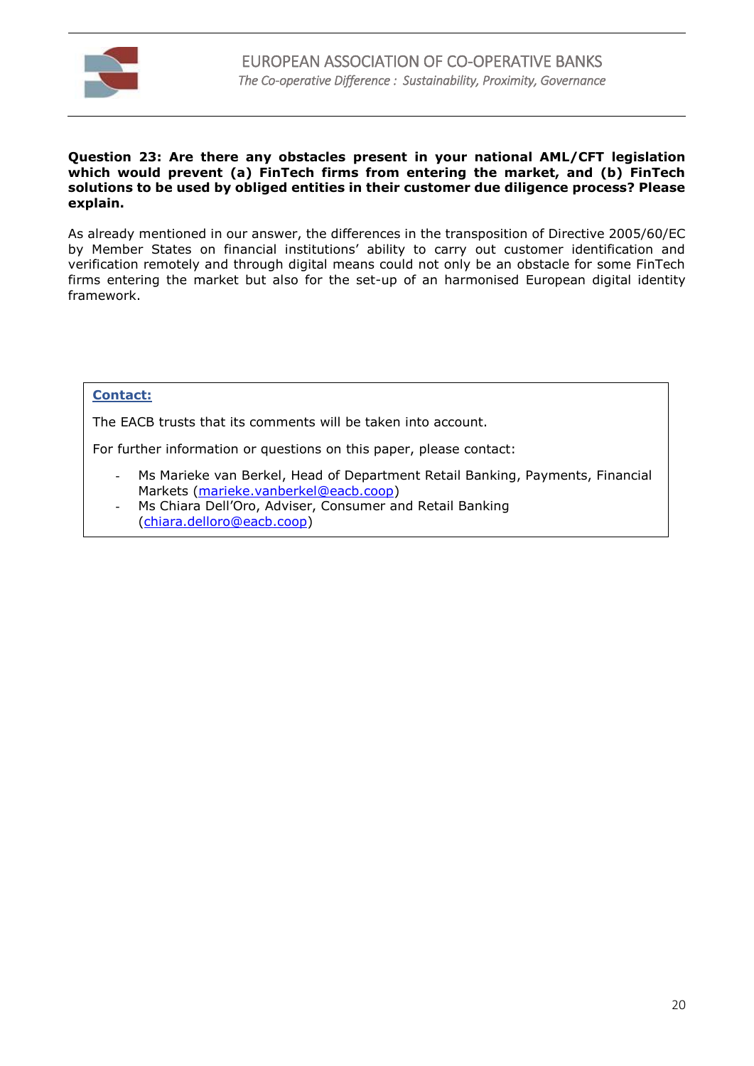**Question 23: Are there any obstacles present in your national AML/CFT legislation which would prevent (a) FinTech firms from entering the market, and (b) FinTech solutions to be used by obliged entities in their customer due diligence process? Please explain.**

As already mentioned in our answer, the differences in the transposition of Directive 2005/60/EC by Member States on financial institutions' ability to carry out customer identification and verification remotely and through digital means could not only be an obstacle for some FinTech firms entering the market but also for the set-up of an harmonised European digital identity framework.

**Contact:**

The EACB trusts that its comments will be taken into account.

For further information or questions on this paper, please contact:

- Ms Marieke van Berkel, Head of Department Retail Banking, Payments, Financial Markets (marieke.vanberkel@eacb.coop)
- Ms Chiara Dell'Oro, Adviser, Consumer and Retail Banking (chiara.delloro@eacb.coop)